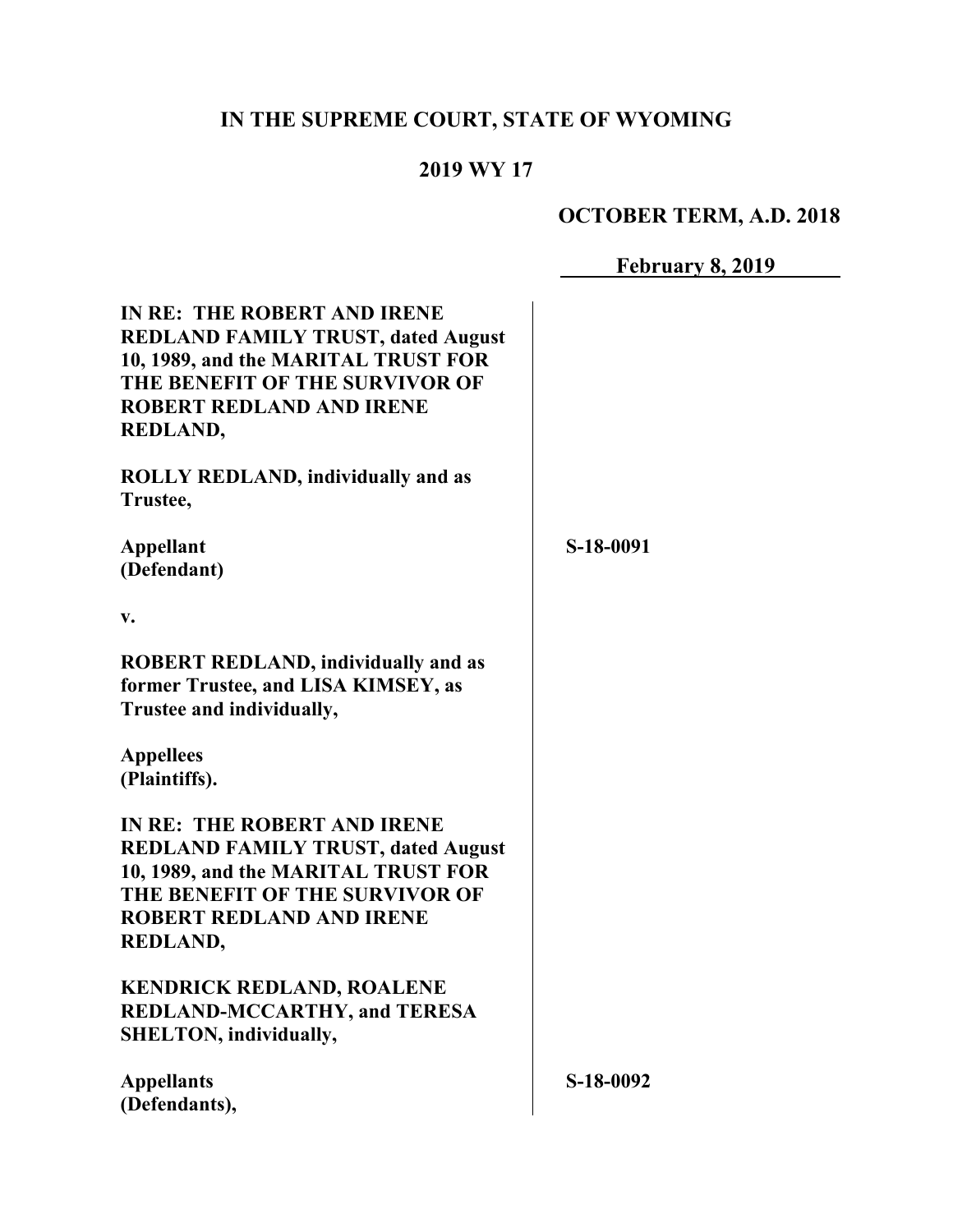# IN THE SUPREME COURT, STATE OF WYOMING

## 2019 WY 17

**OCTOBER TERM, A.D. 2018**

**February 8, 2019**

**IN RE: THE ROBERT AND IRENE REDLAND FAMILY TRUST, dated August 10, 1989, and the MARITAL TRUST FOR THE BENEFIT OF THE SURVIVOR OF ROBERT REDLAND AND IRENE REDLAND,**

**ROLLY REDLAND, individually and as Trustee,**

**Appellant (Defendant)**

**v.**

**ROBERT REDLAND, individually and as former Trustee, and LISA KIMSEY, as Trustee and individually,**

**Appellees (Plaintiffs).**

S-18-0091

**IN RE: THE ROBERT AND IRENE REDLAND FAMILY TRUST, dated August 10, 1989, and the MARITAL TRUST FOR THE BENEFIT OF THE SURVIVOR OF ROBERT REDLAND AND IRENE REDLAND,**

**KENDRICK REDLAND, ROALENE REDLAND-MCCARTHY, and TERESA SHELTON, individually,**

**Appellants (Defendants),**

S-18-0092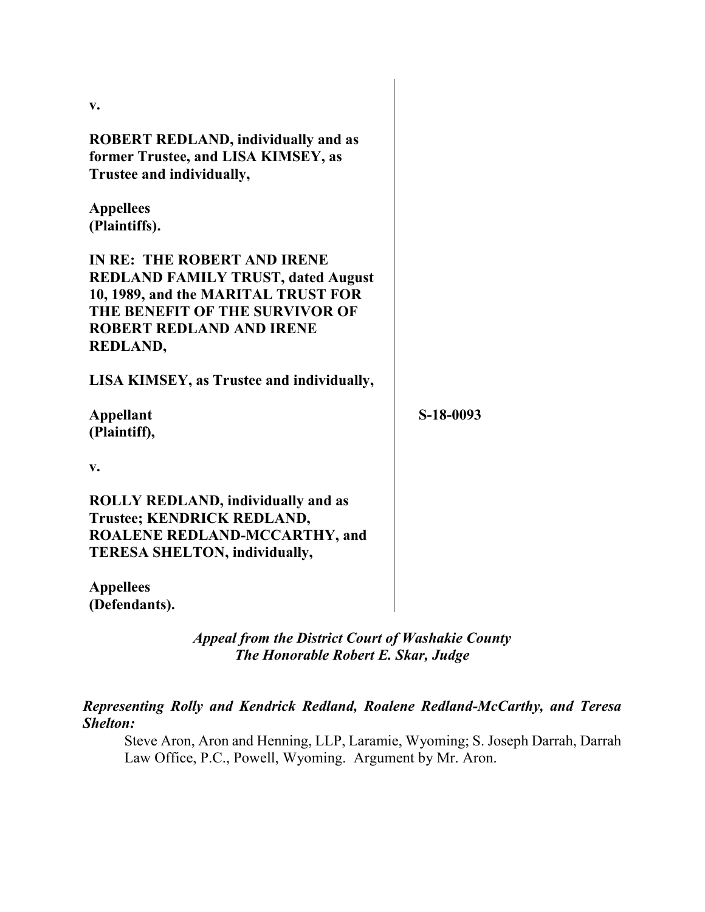**v.**

**ROBERT REDLAND, individually and as former Trustee, and LISA KIMSEY, as Trustee and individually,**

**Appellees (Plaintiffs).**

**IN RE: THE ROBERT AND IRENE REDLAND FAMILY TRUST, dated August 10, 1989, and the MARITAL TRUST FOR THE BENEFIT OF THE SURVIVOR OF ROBERT REDLAND AND IRENE REDLAND,**

**LISA KIMSEY, as Trustee and individually,**

**Appellant (Plaintiff),**

**S-18-0093**

**v.**

**ROLLY REDLAND, individually and as Trustee; KENDRICK REDLAND, ROALENE REDLAND-MCCARTHY, and TERESA SHELTON, individually,**

**Appellees (Defendants).**

*Appeal from the District Court of Washakie County*
*The Honorable Robert E. Skar, Judge*

***Representing Rolly and Kendrick Redland, Roalene Redland-McCarthy, and Teresa Shelton:***

Steve Aron, Aron and Henning, LLP, Laramie, Wyoming; S. Joseph Darrah, Darrah Law Office, P.C., Powell, Wyoming. Argument by Mr. Aron.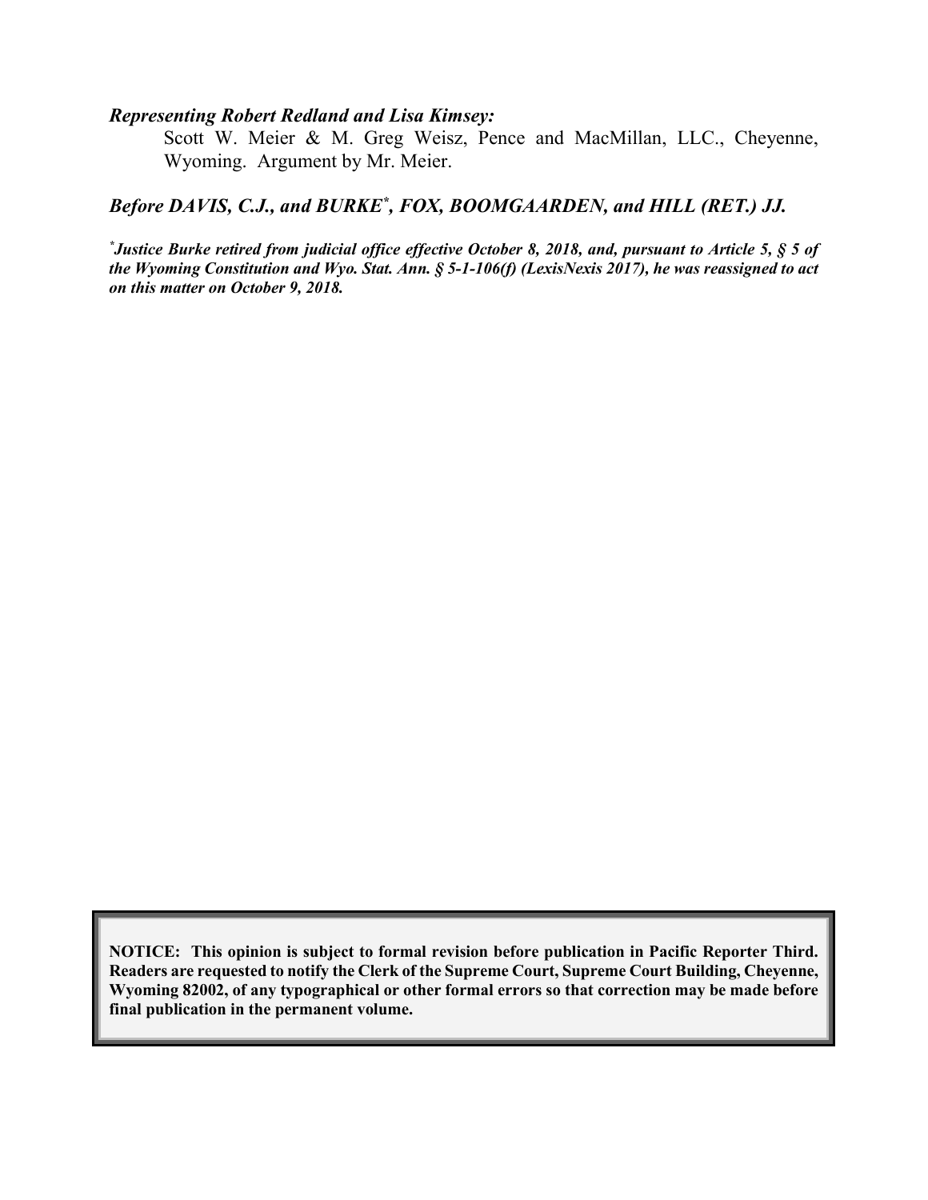***Representing Robert Redland and Lisa Kimsey:***

Scott W. Meier & M. Greg Weisz, Pence and MacMillan, LLC., Cheyenne, Wyoming. Argument by Mr. Meier.

***Before DAVIS, C.J., and BURKE*, FOX, BOOMGAARDEN, and HILL (RET.) JJ.***

***\*Justice Burke retired from judicial office effective October 8, 2018, and, pursuant to Article 5, § 5 of the Wyoming Constitution and Wyo. Stat. Ann. § 5-1-106(f) (LexisNexis 2017), he was reassigned to act on this matter on October 9, 2018.***

**NOTICE: This opinion is subject to formal revision before publication in Pacific Reporter Third. Readers are requested to notify the Clerk of the Supreme Court, Supreme Court Building, Cheyenne, Wyoming 82002, of any typographical or other formal errors so that correction may be made before final publication in the permanent volume.**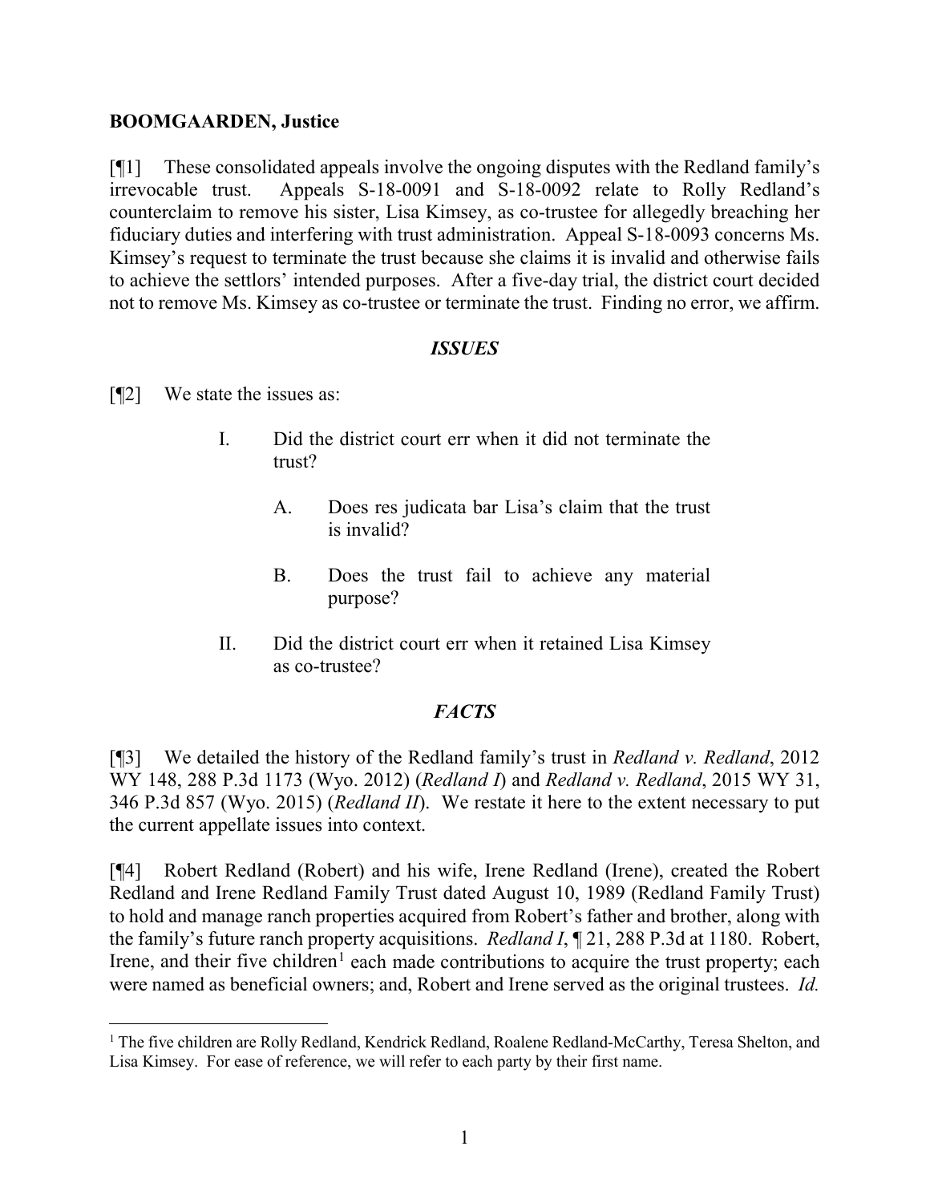**BOOMGAARDEN, Justice**

[¶1] These consolidated appeals involve the ongoing disputes with the Redland family's irrevocable trust. Appeals S-18-0091 and S-18-0092 relate to Rolly Redland's counterclaim to remove his sister, Lisa Kimsey, as co-trustee for allegedly breaching her fiduciary duties and interfering with trust administration. Appeal S-18-0093 concerns Ms. Kimsey's request to terminate the trust because she claims it is invalid and otherwise fails to achieve the settlors' intended purposes. After a five-day trial, the district court decided not to remove Ms. Kimsey as co-trustee or terminate the trust. Finding no error, we affirm.

## *ISSUES*

[¶2] We state the issues as:

> I. Did the district court err when it did not terminate the trust?
>
> > A. Does res judicata bar Lisa's claim that the trust is invalid?
> >
> > B. Does the trust fail to achieve any material purpose?
>
> II. Did the district court err when it retained Lisa Kimsey as co-trustee?

## *FACTS*

[¶3] We detailed the history of the Redland family's trust in *Redland v. Redland*, 2012 WY 148, 288 P.3d 1173 (Wyo. 2012) (*Redland I*) and *Redland v. Redland*, 2015 WY 31, 346 P.3d 857 (Wyo. 2015) (*Redland II*). We restate it here to the extent necessary to put the current appellate issues into context.

[¶4] Robert Redland (Robert) and his wife, Irene Redland (Irene), created the Robert Redland and Irene Redland Family Trust dated August 10, 1989 (Redland Family Trust) to hold and manage ranch properties acquired from Robert's father and brother, along with the family's future ranch property acquisitions. *Redland I*, ¶ 21, 288 P.3d at 1180. Robert, Irene, and their five children[1] each made contributions to acquire the trust property; each were named as beneficial owners; and, Robert and Irene served as the original trustees. *Id.*

[1] The five children are Rolly Redland, Kendrick Redland, Roalene Redland-McCarthy, Teresa Shelton, and Lisa Kimsey. For ease of reference, we will refer to each party by their first name.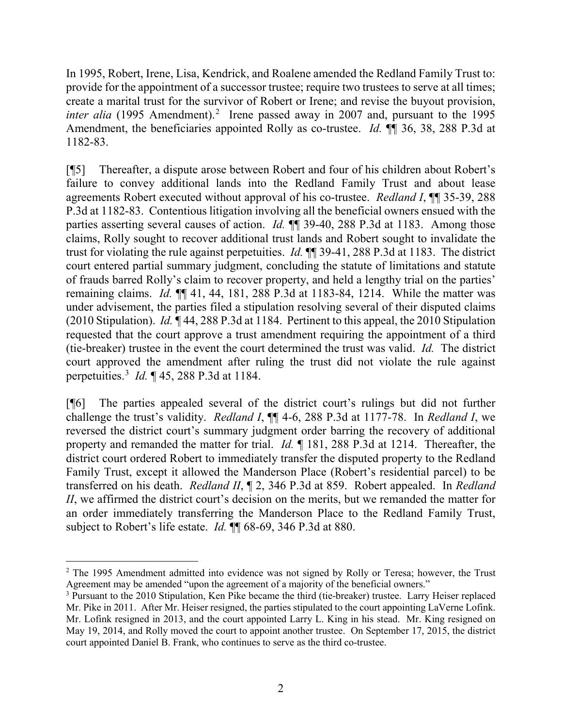In 1995, Robert, Irene, Lisa, Kendrick, and Roalene amended the Redland Family Trust to: provide for the appointment of a successor trustee; require two trustees to serve at all times; create a marital trust for the survivor of Robert or Irene; and revise the buyout provision, *inter alia* (1995 Amendment).[2] Irene passed away in 2007 and, pursuant to the 1995 Amendment, the beneficiaries appointed Rolly as co-trustee. *Id.* ¶¶ 36, 38, 288 P.3d at 1182-83.

[¶5] Thereafter, a dispute arose between Robert and four of his children about Robert's failure to convey additional lands into the Redland Family Trust and about lease agreements Robert executed without approval of his co-trustee. *Redland I*, ¶¶ 35-39, 288 P.3d at 1182-83. Contentious litigation involving all the beneficial owners ensued with the parties asserting several causes of action. *Id.* ¶¶ 39-40, 288 P.3d at 1183. Among those claims, Rolly sought to recover additional trust lands and Robert sought to invalidate the trust for violating the rule against perpetuities. *Id.* ¶¶ 39-41, 288 P.3d at 1183. The district court entered partial summary judgment, concluding the statute of limitations and statute of frauds barred Rolly's claim to recover property, and held a lengthy trial on the parties' remaining claims. *Id.* ¶¶ 41, 44, 181, 288 P.3d at 1183-84, 1214. While the matter was under advisement, the parties filed a stipulation resolving several of their disputed claims (2010 Stipulation). *Id.* ¶ 44, 288 P.3d at 1184. Pertinent to this appeal, the 2010 Stipulation requested that the court approve a trust amendment requiring the appointment of a third (tie-breaker) trustee in the event the court determined the trust was valid. *Id.* The district court approved the amendment after ruling the trust did not violate the rule against perpetuities.[3] *Id.* ¶ 45, 288 P.3d at 1184.

[¶6] The parties appealed several of the district court's rulings but did not further challenge the trust's validity. *Redland I*, ¶¶ 4-6, 288 P.3d at 1177-78. In *Redland I*, we reversed the district court's summary judgment order barring the recovery of additional property and remanded the matter for trial. *Id.* ¶ 181, 288 P.3d at 1214. Thereafter, the district court ordered Robert to immediately transfer the disputed property to the Redland Family Trust, except it allowed the Manderson Place (Robert's residential parcel) to be transferred on his death. *Redland II*, ¶ 2, 346 P.3d at 859. Robert appealed. In *Redland II*, we affirmed the district court's decision on the merits, but we remanded the matter for an order immediately transferring the Manderson Place to the Redland Family Trust, subject to Robert's life estate. *Id.* ¶¶ 68-69, 346 P.3d at 880.

---

[2] The 1995 Amendment admitted into evidence was not signed by Rolly or Teresa; however, the Trust Agreement may be amended "upon the agreement of a majority of the beneficial owners."

[3] Pursuant to the 2010 Stipulation, Ken Pike became the third (tie-breaker) trustee. Larry Heiser replaced Mr. Pike in 2011. After Mr. Heiser resigned, the parties stipulated to the court appointing LaVerne Lofink. Mr. Lofink resigned in 2013, and the court appointed Larry L. King in his stead. Mr. King resigned on May 19, 2014, and Rolly moved the court to appoint another trustee. On September 17, 2015, the district court appointed Daniel B. Frank, who continues to serve as the third co-trustee.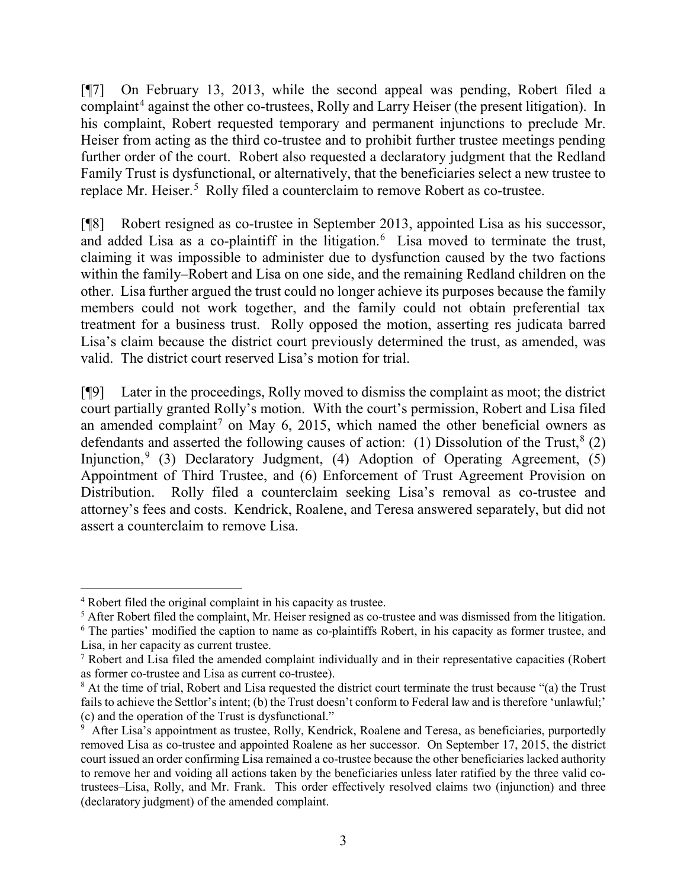[¶7] On February 13, 2013, while the second appeal was pending, Robert filed a complaint[4] against the other co-trustees, Rolly and Larry Heiser (the present litigation). In his complaint, Robert requested temporary and permanent injunctions to preclude Mr. Heiser from acting as the third co-trustee and to prohibit further trustee meetings pending further order of the court. Robert also requested a declaratory judgment that the Redland Family Trust is dysfunctional, or alternatively, that the beneficiaries select a new trustee to replace Mr. Heiser.[5] Rolly filed a counterclaim to remove Robert as co-trustee.

[¶8] Robert resigned as co-trustee in September 2013, appointed Lisa as his successor, and added Lisa as a co-plaintiff in the litigation.[6] Lisa moved to terminate the trust, claiming it was impossible to administer due to dysfunction caused by the two factions within the family–Robert and Lisa on one side, and the remaining Redland children on the other. Lisa further argued the trust could no longer achieve its purposes because the family members could not work together, and the family could not obtain preferential tax treatment for a business trust. Rolly opposed the motion, asserting res judicata barred Lisa's claim because the district court previously determined the trust, as amended, was valid. The district court reserved Lisa's motion for trial.

[¶9] Later in the proceedings, Rolly moved to dismiss the complaint as moot; the district court partially granted Rolly's motion. With the court's permission, Robert and Lisa filed an amended complaint[7] on May 6, 2015, which named the other beneficial owners as defendants and asserted the following causes of action: (1) Dissolution of the Trust,[8] (2) Injunction,[9] (3) Declaratory Judgment, (4) Adoption of Operating Agreement, (5) Appointment of Third Trustee, and (6) Enforcement of Trust Agreement Provision on Distribution. Rolly filed a counterclaim seeking Lisa's removal as co-trustee and attorney's fees and costs. Kendrick, Roalene, and Teresa answered separately, but did not assert a counterclaim to remove Lisa.

---

[4] Robert filed the original complaint in his capacity as trustee.

[5] After Robert filed the complaint, Mr. Heiser resigned as co-trustee and was dismissed from the litigation.

[6] The parties' modified the caption to name as co-plaintiffs Robert, in his capacity as former trustee, and Lisa, in her capacity as current trustee.

[7] Robert and Lisa filed the amended complaint individually and in their representative capacities (Robert as former co-trustee and Lisa as current co-trustee).

[8] At the time of trial, Robert and Lisa requested the district court terminate the trust because "(a) the Trust fails to achieve the Settlor's intent; (b) the Trust doesn't conform to Federal law and is therefore 'unlawful;' (c) and the operation of the Trust is dysfunctional."

[9] After Lisa's appointment as trustee, Rolly, Kendrick, Roalene and Teresa, as beneficiaries, purportedly removed Lisa as co-trustee and appointed Roalene as her successor. On September 17, 2015, the district court issued an order confirming Lisa remained a co-trustee because the other beneficiaries lacked authority to remove her and voiding all actions taken by the beneficiaries unless later ratified by the three valid co-trustees–Lisa, Rolly, and Mr. Frank. This order effectively resolved claims two (injunction) and three (declaratory judgment) of the amended complaint.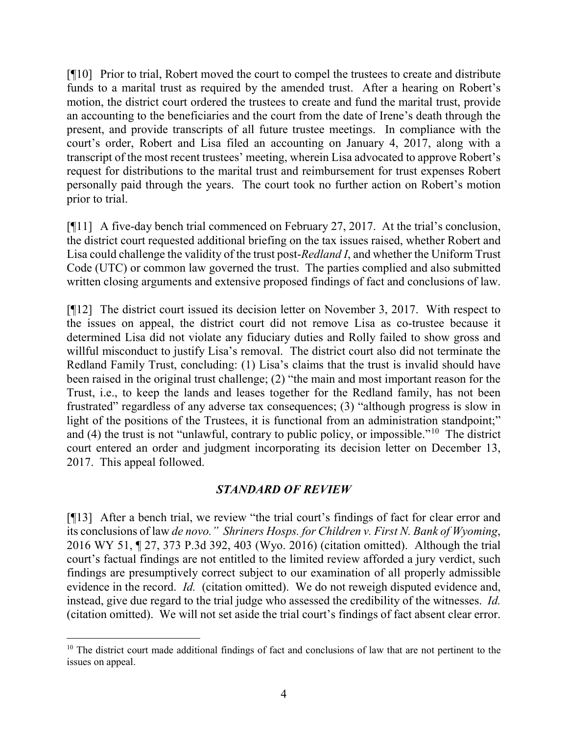[¶10] Prior to trial, Robert moved the court to compel the trustees to create and distribute funds to a marital trust as required by the amended trust. After a hearing on Robert's motion, the district court ordered the trustees to create and fund the marital trust, provide an accounting to the beneficiaries and the court from the date of Irene's death through the present, and provide transcripts of all future trustee meetings. In compliance with the court's order, Robert and Lisa filed an accounting on January 4, 2017, along with a transcript of the most recent trustees' meeting, wherein Lisa advocated to approve Robert's request for distributions to the marital trust and reimbursement for trust expenses Robert personally paid through the years. The court took no further action on Robert's motion prior to trial.

[¶11] A five-day bench trial commenced on February 27, 2017. At the trial's conclusion, the district court requested additional briefing on the tax issues raised, whether Robert and Lisa could challenge the validity of the trust post-*Redland I*, and whether the Uniform Trust Code (UTC) or common law governed the trust. The parties complied and also submitted written closing arguments and extensive proposed findings of fact and conclusions of law.

[¶12] The district court issued its decision letter on November 3, 2017. With respect to the issues on appeal, the district court did not remove Lisa as co-trustee because it determined Lisa did not violate any fiduciary duties and Rolly failed to show gross and willful misconduct to justify Lisa's removal. The district court also did not terminate the Redland Family Trust, concluding: (1) Lisa's claims that the trust is invalid should have been raised in the original trust challenge; (2) "the main and most important reason for the Trust, i.e., to keep the lands and leases together for the Redland family, has not been frustrated" regardless of any adverse tax consequences; (3) "although progress is slow in light of the positions of the Trustees, it is functional from an administration standpoint;" and (4) the trust is not "unlawful, contrary to public policy, or impossible."[10] The district court entered an order and judgment incorporating its decision letter on December 13, 2017. This appeal followed.

## *STANDARD OF REVIEW*

[¶13] After a bench trial, we review "the trial court's findings of fact for clear error and its conclusions of law *de novo.*" *Shriners Hosps. for Children v. First N. Bank of Wyoming*, 2016 WY 51, ¶ 27, 373 P.3d 392, 403 (Wyo. 2016) (citation omitted). Although the trial court's factual findings are not entitled to the limited review afforded a jury verdict, such findings are presumptively correct subject to our examination of all properly admissible evidence in the record. *Id.* (citation omitted). We do not reweigh disputed evidence and, instead, give due regard to the trial judge who assessed the credibility of the witnesses. *Id.* (citation omitted). We will not set aside the trial court's findings of fact absent clear error.

---

[10] The district court made additional findings of fact and conclusions of law that are not pertinent to the issues on appeal.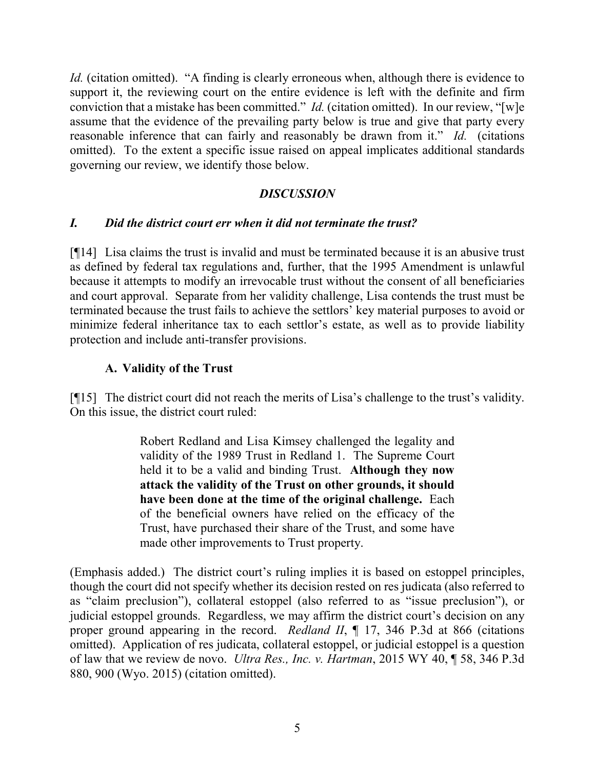*Id.* (citation omitted). "A finding is clearly erroneous when, although there is evidence to support it, the reviewing court on the entire evidence is left with the definite and firm conviction that a mistake has been committed." *Id.* (citation omitted). In our review, "[w]e assume that the evidence of the prevailing party below is true and give that party every reasonable inference that can fairly and reasonably be drawn from it." *Id.* (citations omitted). To the extent a specific issue raised on appeal implicates additional standards governing our review, we identify those below.

## *DISCUSSION*

### *I. Did the district court err when it did not terminate the trust?*

[¶14] Lisa claims the trust is invalid and must be terminated because it is an abusive trust as defined by federal tax regulations and, further, that the 1995 Amendment is unlawful because it attempts to modify an irrevocable trust without the consent of all beneficiaries and court approval. Separate from her validity challenge, Lisa contends the trust must be terminated because the trust fails to achieve the settlors' key material purposes to avoid or minimize federal inheritance tax to each settlor's estate, as well as to provide liability protection and include anti-transfer provisions.

#### A. Validity of the Trust

[¶15] The district court did not reach the merits of Lisa's challenge to the trust's validity. On this issue, the district court ruled:

> Robert Redland and Lisa Kimsey challenged the legality and validity of the 1989 Trust in Redland 1. The Supreme Court held it to be a valid and binding Trust. **Although they now attack the validity of the Trust on other grounds, it should have been done at the time of the original challenge.** Each of the beneficial owners have relied on the efficacy of the Trust, have purchased their share of the Trust, and some have made other improvements to Trust property.

(Emphasis added.) The district court's ruling implies it is based on estoppel principles, though the court did not specify whether its decision rested on res judicata (also referred to as "claim preclusion"), collateral estoppel (also referred to as "issue preclusion"), or judicial estoppel grounds. Regardless, we may affirm the district court's decision on any proper ground appearing in the record. *Redland II*, ¶ 17, 346 P.3d at 866 (citations omitted). Application of res judicata, collateral estoppel, or judicial estoppel is a question of law that we review de novo. *Ultra Res., Inc. v. Hartman*, 2015 WY 40, ¶ 58, 346 P.3d 880, 900 (Wyo. 2015) (citation omitted).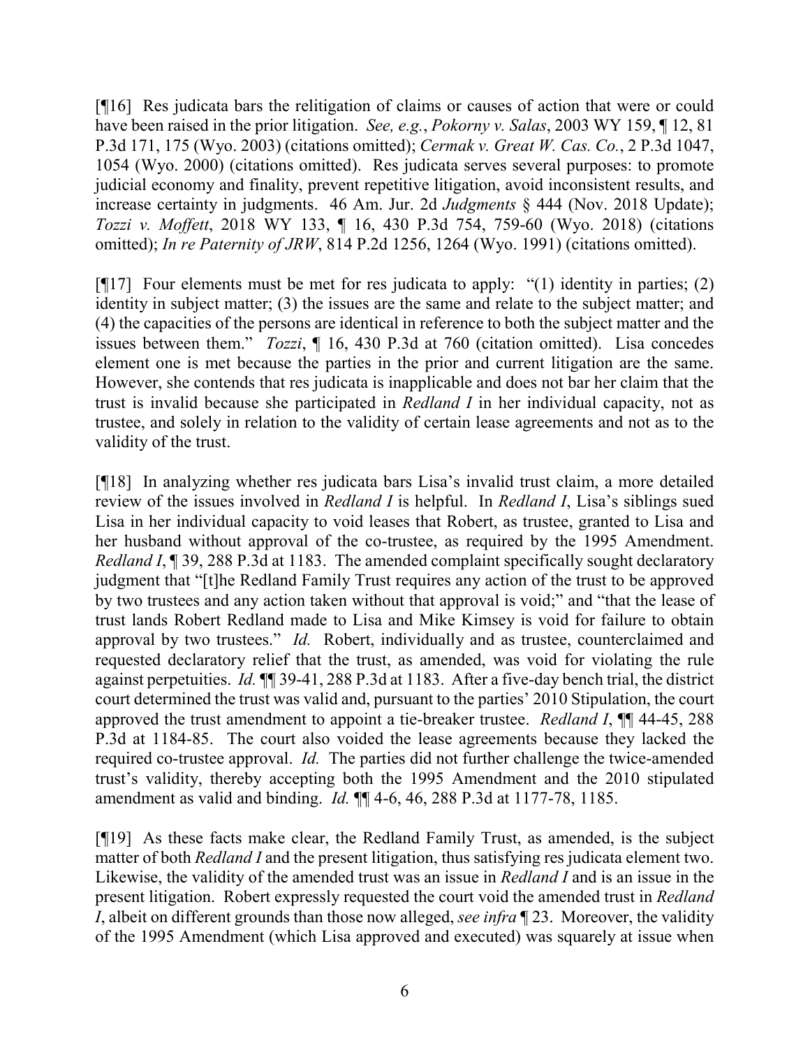[¶16] Res judicata bars the relitigation of claims or causes of action that were or could have been raised in the prior litigation. *See, e.g.*, *Pokorny v. Salas*, 2003 WY 159, ¶ 12, 81 P.3d 171, 175 (Wyo. 2003) (citations omitted); *Cermak v. Great W. Cas. Co.*, 2 P.3d 1047, 1054 (Wyo. 2000) (citations omitted). Res judicata serves several purposes: to promote judicial economy and finality, prevent repetitive litigation, avoid inconsistent results, and increase certainty in judgments. 46 Am. Jur. 2d *Judgments* § 444 (Nov. 2018 Update); *Tozzi v. Moffett*, 2018 WY 133, ¶ 16, 430 P.3d 754, 759-60 (Wyo. 2018) (citations omitted); *In re Paternity of JRW*, 814 P.2d 1256, 1264 (Wyo. 1991) (citations omitted).

[¶17] Four elements must be met for res judicata to apply: "(1) identity in parties; (2) identity in subject matter; (3) the issues are the same and relate to the subject matter; and (4) the capacities of the persons are identical in reference to both the subject matter and the issues between them." *Tozzi*, ¶ 16, 430 P.3d at 760 (citation omitted). Lisa concedes element one is met because the parties in the prior and current litigation are the same. However, she contends that res judicata is inapplicable and does not bar her claim that the trust is invalid because she participated in *Redland I* in her individual capacity, not as trustee, and solely in relation to the validity of certain lease agreements and not as to the validity of the trust.

[¶18] In analyzing whether res judicata bars Lisa's invalid trust claim, a more detailed review of the issues involved in *Redland I* is helpful. In *Redland I*, Lisa's siblings sued Lisa in her individual capacity to void leases that Robert, as trustee, granted to Lisa and her husband without approval of the co-trustee, as required by the 1995 Amendment. *Redland I*, ¶ 39, 288 P.3d at 1183. The amended complaint specifically sought declaratory judgment that "[t]he Redland Family Trust requires any action of the trust to be approved by two trustees and any action taken without that approval is void;" and "that the lease of trust lands Robert Redland made to Lisa and Mike Kimsey is void for failure to obtain approval by two trustees." *Id.* Robert, individually and as trustee, counterclaimed and requested declaratory relief that the trust, as amended, was void for violating the rule against perpetuities. *Id.* ¶¶ 39-41, 288 P.3d at 1183. After a five-day bench trial, the district court determined the trust was valid and, pursuant to the parties' 2010 Stipulation, the court approved the trust amendment to appoint a tie-breaker trustee. *Redland I*, ¶¶ 44-45, 288 P.3d at 1184-85. The court also voided the lease agreements because they lacked the required co-trustee approval. *Id.* The parties did not further challenge the twice-amended trust's validity, thereby accepting both the 1995 Amendment and the 2010 stipulated amendment as valid and binding. *Id.* ¶¶ 4-6, 46, 288 P.3d at 1177-78, 1185.

[¶19] As these facts make clear, the Redland Family Trust, as amended, is the subject matter of both *Redland I* and the present litigation, thus satisfying res judicata element two. Likewise, the validity of the amended trust was an issue in *Redland I* and is an issue in the present litigation. Robert expressly requested the court void the amended trust in *Redland I*, albeit on different grounds than those now alleged, *see infra* ¶ 23. Moreover, the validity of the 1995 Amendment (which Lisa approved and executed) was squarely at issue when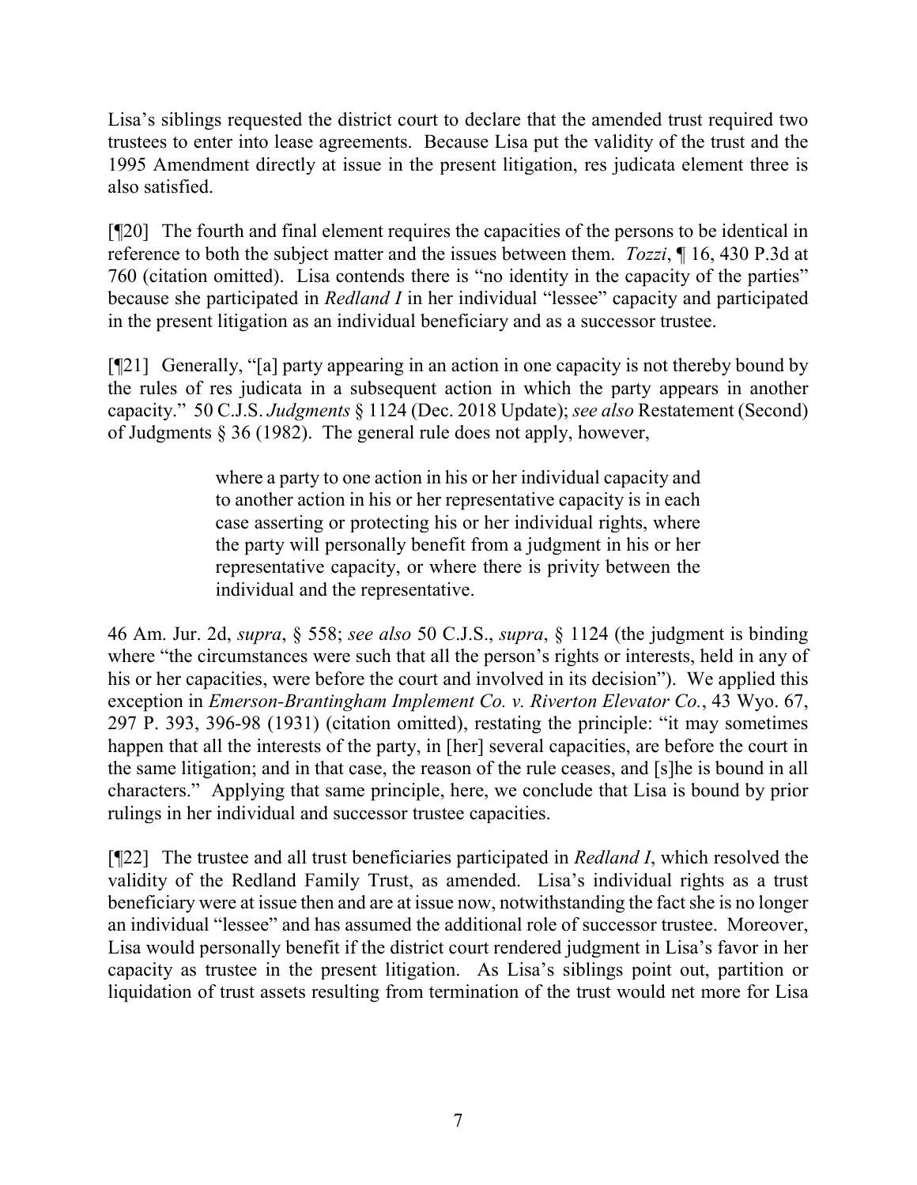Lisa's siblings requested the district court to declare that the amended trust required two trustees to enter into lease agreements. Because Lisa put the validity of the trust and the 1995 Amendment directly at issue in the present litigation, res judicata element three is also satisfied.

[¶20] The fourth and final element requires the capacities of the persons to be identical in reference to both the subject matter and the issues between them. *Tozzi*, ¶ 16, 430 P.3d at 760 (citation omitted). Lisa contends there is "no identity in the capacity of the parties" because she participated in *Redland I* in her individual "lessee" capacity and participated in the present litigation as an individual beneficiary and as a successor trustee.

[¶21] Generally, "[a] party appearing in an action in one capacity is not thereby bound by the rules of res judicata in a subsequent action in which the party appears in another capacity." 50 C.J.S. *Judgments* § 1124 (Dec. 2018 Update); *see also* Restatement (Second) of Judgments § 36 (1982). The general rule does not apply, however,

> where a party to one action in his or her individual capacity and to another action in his or her representative capacity is in each case asserting or protecting his or her individual rights, where the party will personally benefit from a judgment in his or her representative capacity, or where there is privity between the individual and the representative.

46 Am. Jur. 2d, *supra*, § 558; *see also* 50 C.J.S., *supra*, § 1124 (the judgment is binding where "the circumstances were such that all the person's rights or interests, held in any of his or her capacities, were before the court and involved in its decision"). We applied this exception in *Emerson-Brantingham Implement Co. v. Riverton Elevator Co.*, 43 Wyo. 67, 297 P. 393, 396-98 (1931) (citation omitted), restating the principle: "it may sometimes happen that all the interests of the party, in [her] several capacities, are before the court in the same litigation; and in that case, the reason of the rule ceases, and [s]he is bound in all characters." Applying that same principle, here, we conclude that Lisa is bound by prior rulings in her individual and successor trustee capacities.

[¶22] The trustee and all trust beneficiaries participated in *Redland I*, which resolved the validity of the Redland Family Trust, as amended. Lisa's individual rights as a trust beneficiary were at issue then and are at issue now, notwithstanding the fact she is no longer an individual "lessee" and has assumed the additional role of successor trustee. Moreover, Lisa would personally benefit if the district court rendered judgment in Lisa's favor in her capacity as trustee in the present litigation. As Lisa's siblings point out, partition or liquidation of trust assets resulting from termination of the trust would net more for Lisa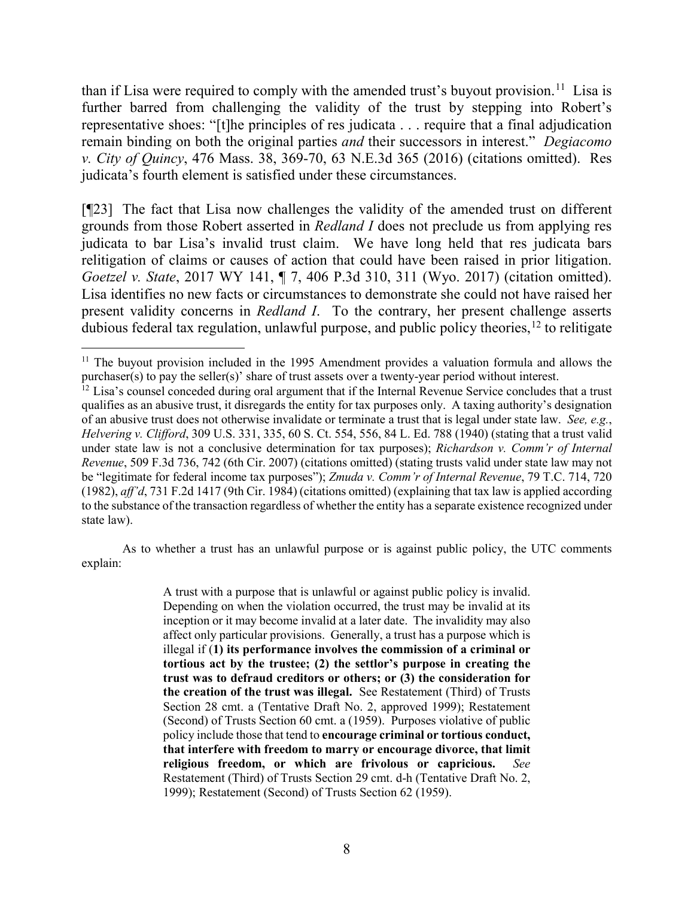than if Lisa were required to comply with the amended trust's buyout provision.[11] Lisa is further barred from challenging the validity of the trust by stepping into Robert's representative shoes: "[t]he principles of res judicata . . . require that a final adjudication remain binding on both the original parties *and* their successors in interest." *Degiacomo v. City of Quincy*, 476 Mass. 38, 369-70, 63 N.E.3d 365 (2016) (citations omitted). Res judicata's fourth element is satisfied under these circumstances.

[¶23] The fact that Lisa now challenges the validity of the amended trust on different grounds from those Robert asserted in *Redland I* does not preclude us from applying res judicata to bar Lisa's invalid trust claim. We have long held that res judicata bars relitigation of claims or causes of action that could have been raised in prior litigation. *Goetzel v. State*, 2017 WY 141, ¶ 7, 406 P.3d 310, 311 (Wyo. 2017) (citation omitted). Lisa identifies no new facts or circumstances to demonstrate she could not have raised her present validity concerns in *Redland I*. To the contrary, her present challenge asserts dubious federal tax regulation, unlawful purpose, and public policy theories,[12] to relitigate

---

[11] The buyout provision included in the 1995 Amendment provides a valuation formula and allows the purchaser(s) to pay the seller(s)' share of trust assets over a twenty-year period without interest.

[12] Lisa's counsel conceded during oral argument that if the Internal Revenue Service concludes that a trust qualifies as an abusive trust, it disregards the entity for tax purposes only. A taxing authority's designation of an abusive trust does not otherwise invalidate or terminate a trust that is legal under state law. *See, e.g.*, *Helvering v. Clifford*, 309 U.S. 331, 335, 60 S. Ct. 554, 556, 84 L. Ed. 788 (1940) (stating that a trust valid under state law is not a conclusive determination for tax purposes); *Richardson v. Comm'r of Internal Revenue*, 509 F.3d 736, 742 (6th Cir. 2007) (citations omitted) (stating trusts valid under state law may not be "legitimate for federal income tax purposes"); *Zmuda v. Comm'r of Internal Revenue*, 79 T.C. 714, 720 (1982), *aff'd*, 731 F.2d 1417 (9th Cir. 1984) (citations omitted) (explaining that tax law is applied according to the substance of the transaction regardless of whether the entity has a separate existence recognized under state law).

As to whether a trust has an unlawful purpose or is against public policy, the UTC comments explain:

> A trust with a purpose that is unlawful or against public policy is invalid. Depending on when the violation occurred, the trust may be invalid at its inception or it may become invalid at a later date. The invalidity may also affect only particular provisions. Generally, a trust has a purpose which is illegal if (**1) its performance involves the commission of a criminal or tortious act by the trustee; (2) the settlor's purpose in creating the trust was to defraud creditors or others; or (3) the consideration for the creation of the trust was illegal.** See Restatement (Third) of Trusts Section 28 cmt. a (Tentative Draft No. 2, approved 1999); Restatement (Second) of Trusts Section 60 cmt. a (1959). Purposes violative of public policy include those that tend to **encourage criminal or tortious conduct, that interfere with freedom to marry or encourage divorce, that limit religious freedom, or which are frivolous or capricious.** *See* Restatement (Third) of Trusts Section 29 cmt. d-h (Tentative Draft No. 2, 1999); Restatement (Second) of Trusts Section 62 (1959).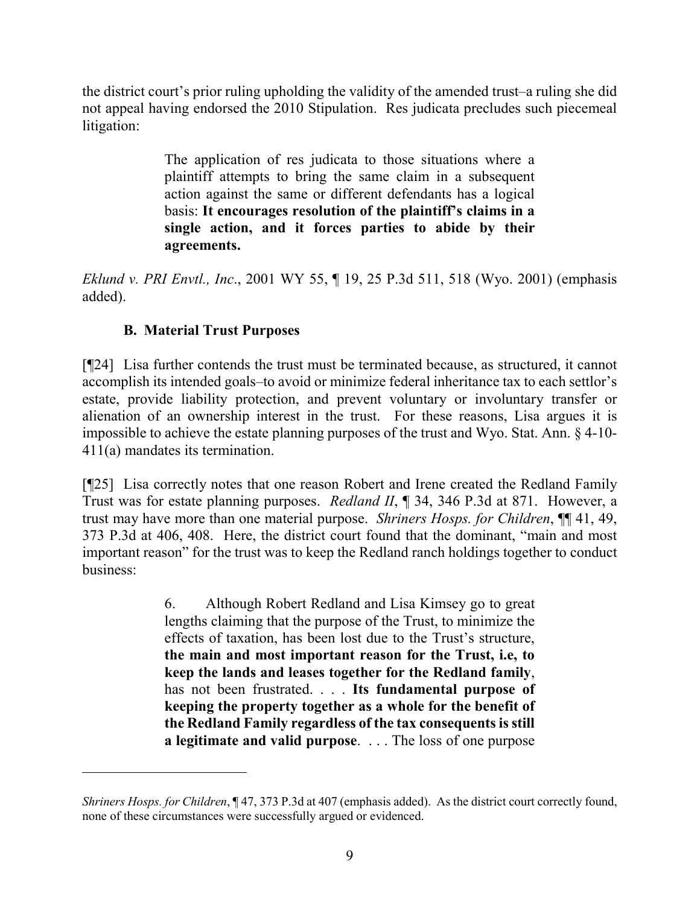the district court's prior ruling upholding the validity of the amended trust–a ruling she did not appeal having endorsed the 2010 Stipulation. Res judicata precludes such piecemeal litigation:

> The application of res judicata to those situations where a plaintiff attempts to bring the same claim in a subsequent action against the same or different defendants has a logical basis: **It encourages resolution of the plaintiff's claims in a single action, and it forces parties to abide by their agreements.**

*Eklund v. PRI Envtl., Inc*., 2001 WY 55, ¶ 19, 25 P.3d 511, 518 (Wyo. 2001) (emphasis added).

### B. Material Trust Purposes

[¶24] Lisa further contends the trust must be terminated because, as structured, it cannot accomplish its intended goals–to avoid or minimize federal inheritance tax to each settlor's estate, provide liability protection, and prevent voluntary or involuntary transfer or alienation of an ownership interest in the trust. For these reasons, Lisa argues it is impossible to achieve the estate planning purposes of the trust and Wyo. Stat. Ann. § 4-10-411(a) mandates its termination.

[¶25] Lisa correctly notes that one reason Robert and Irene created the Redland Family Trust was for estate planning purposes. *Redland II*, ¶ 34, 346 P.3d at 871. However, a trust may have more than one material purpose. *Shriners Hosps. for Children*, ¶¶ 41, 49, 373 P.3d at 406, 408. Here, the district court found that the dominant, "main and most important reason" for the trust was to keep the Redland ranch holdings together to conduct business:

> 6. Although Robert Redland and Lisa Kimsey go to great lengths claiming that the purpose of the Trust, to minimize the effects of taxation, has been lost due to the Trust's structure, **the main and most important reason for the Trust, i.e, to keep the lands and leases together for the Redland family**, has not been frustrated. . . . **Its fundamental purpose of keeping the property together as a whole for the benefit of the Redland Family regardless of the tax consequents is still a legitimate and valid purpose**. . . . The loss of one purpose

---

*Shriners Hosps. for Children*, ¶ 47, 373 P.3d at 407 (emphasis added). As the district court correctly found, none of these circumstances were successfully argued or evidenced.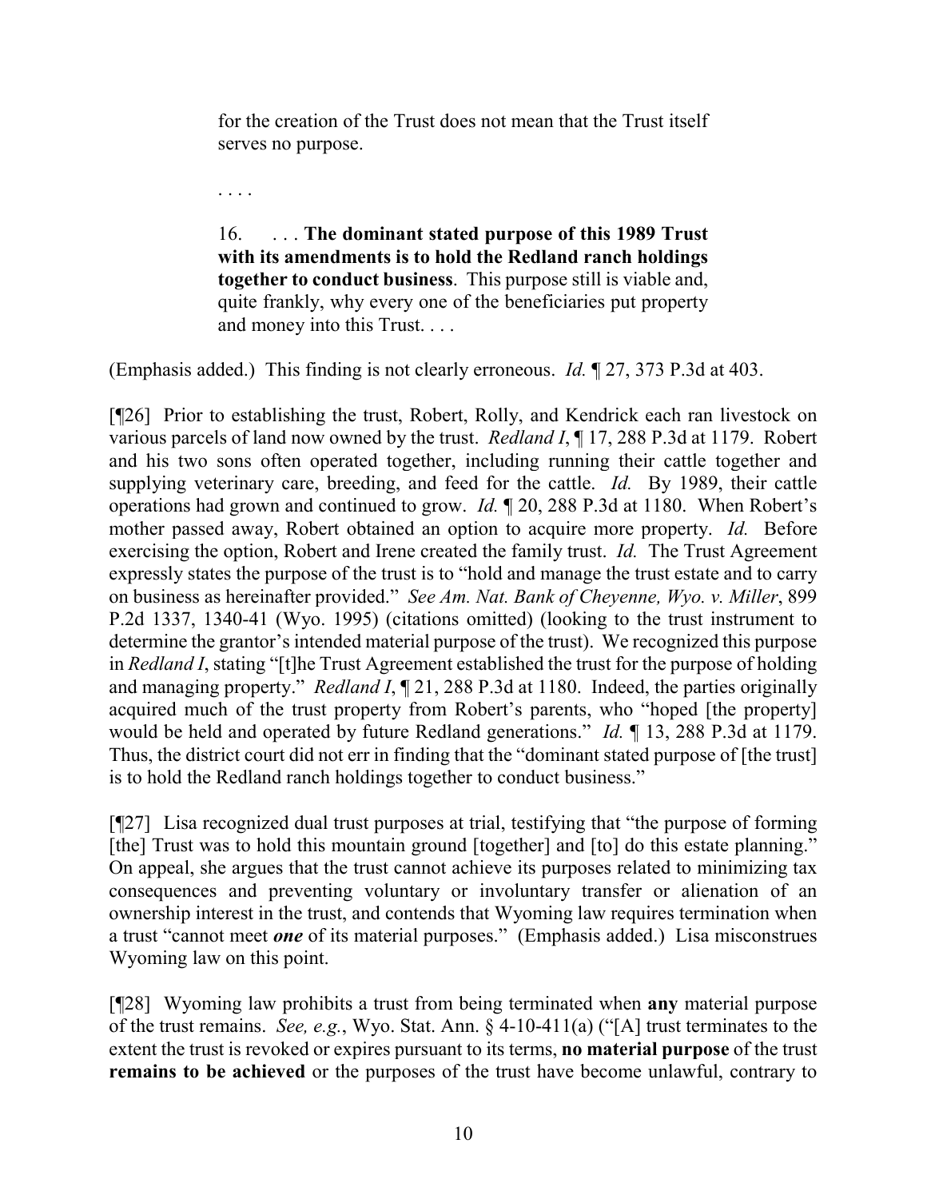> for the creation of the Trust does not mean that the Trust itself serves no purpose.
>
> . . . .
>
> 16. . . . **The dominant stated purpose of this 1989 Trust with its amendments is to hold the Redland ranch holdings together to conduct business**. This purpose still is viable and, quite frankly, why every one of the beneficiaries put property and money into this Trust. . . .

(Emphasis added.) This finding is not clearly erroneous. *Id.* ¶ 27, 373 P.3d at 403.

[¶26] Prior to establishing the trust, Robert, Rolly, and Kendrick each ran livestock on various parcels of land now owned by the trust. *Redland I*, ¶ 17, 288 P.3d at 1179. Robert and his two sons often operated together, including running their cattle together and supplying veterinary care, breeding, and feed for the cattle. *Id.* By 1989, their cattle operations had grown and continued to grow. *Id.* ¶ 20, 288 P.3d at 1180. When Robert's mother passed away, Robert obtained an option to acquire more property. *Id.* Before exercising the option, Robert and Irene created the family trust. *Id.* The Trust Agreement expressly states the purpose of the trust is to "hold and manage the trust estate and to carry on business as hereinafter provided." *See Am. Nat. Bank of Cheyenne, Wyo. v. Miller*, 899 P.2d 1337, 1340-41 (Wyo. 1995) (citations omitted) (looking to the trust instrument to determine the grantor's intended material purpose of the trust). We recognized this purpose in *Redland I*, stating "[t]he Trust Agreement established the trust for the purpose of holding and managing property." *Redland I*, ¶ 21, 288 P.3d at 1180. Indeed, the parties originally acquired much of the trust property from Robert's parents, who "hoped [the property] would be held and operated by future Redland generations." *Id.* ¶ 13, 288 P.3d at 1179. Thus, the district court did not err in finding that the "dominant stated purpose of [the trust] is to hold the Redland ranch holdings together to conduct business."

[¶27] Lisa recognized dual trust purposes at trial, testifying that "the purpose of forming [the] Trust was to hold this mountain ground [together] and [to] do this estate planning." On appeal, she argues that the trust cannot achieve its purposes related to minimizing tax consequences and preventing voluntary or involuntary transfer or alienation of an ownership interest in the trust, and contends that Wyoming law requires termination when a trust "cannot meet ***one*** of its material purposes." (Emphasis added.) Lisa misconstrues Wyoming law on this point.

[¶28] Wyoming law prohibits a trust from being terminated when **any** material purpose of the trust remains. *See, e.g.*, Wyo. Stat. Ann. § 4-10-411(a) ("[A] trust terminates to the extent the trust is revoked or expires pursuant to its terms, **no material purpose** of the trust **remains to be achieved** or the purposes of the trust have become unlawful, contrary to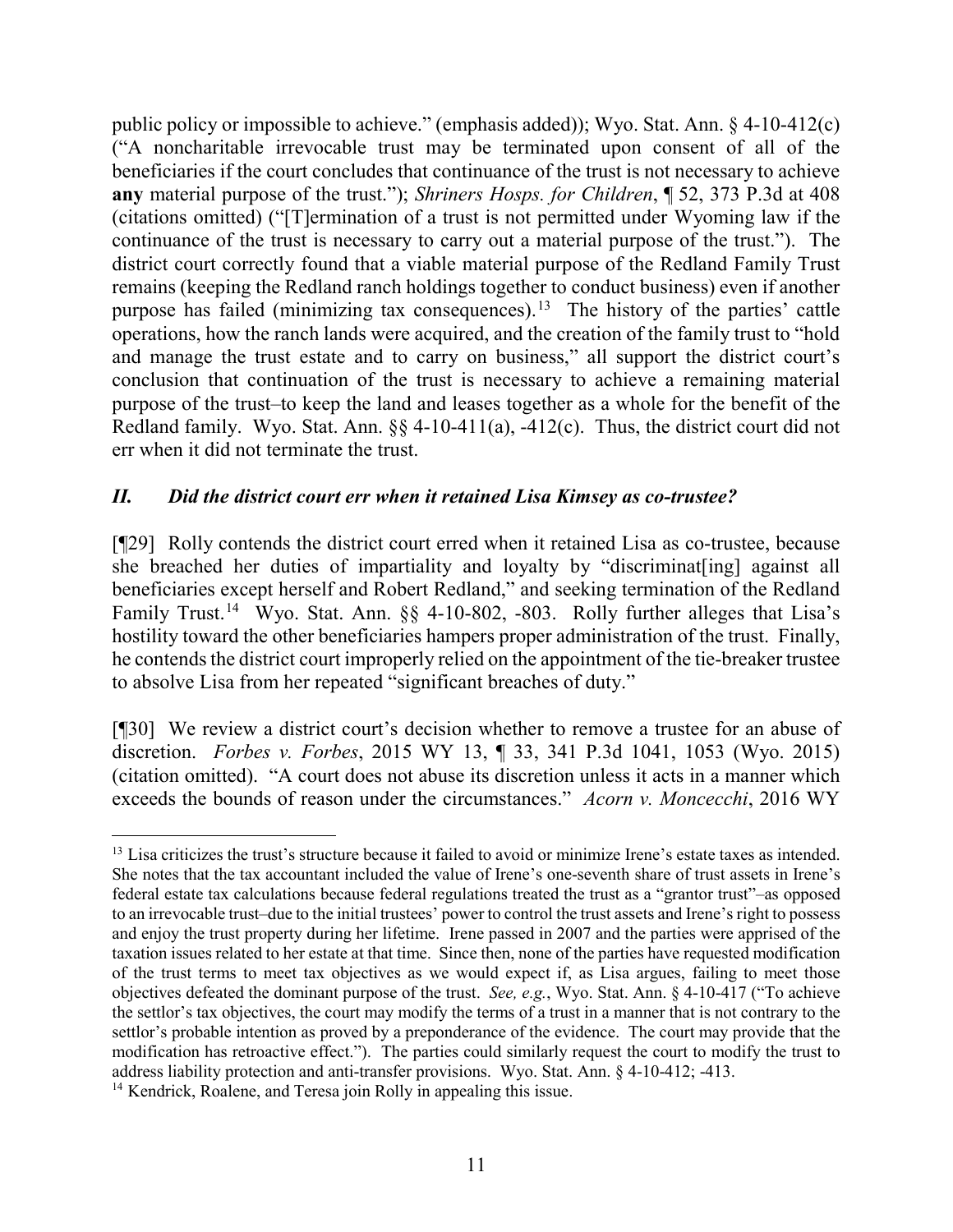public policy or impossible to achieve." (emphasis added)); Wyo. Stat. Ann. § 4-10-412(c) ("A noncharitable irrevocable trust may be terminated upon consent of all of the beneficiaries if the court concludes that continuance of the trust is not necessary to achieve **any** material purpose of the trust."); *Shriners Hosps. for Children*, ¶ 52, 373 P.3d at 408 (citations omitted) ("[T]ermination of a trust is not permitted under Wyoming law if the continuance of the trust is necessary to carry out a material purpose of the trust."). The district court correctly found that a viable material purpose of the Redland Family Trust remains (keeping the Redland ranch holdings together to conduct business) even if another purpose has failed (minimizing tax consequences).[13] The history of the parties' cattle operations, how the ranch lands were acquired, and the creation of the family trust to "hold and manage the trust estate and to carry on business," all support the district court's conclusion that continuation of the trust is necessary to achieve a remaining material purpose of the trust–to keep the land and leases together as a whole for the benefit of the Redland family. Wyo. Stat. Ann. §§ 4-10-411(a), -412(c). Thus, the district court did not err when it did not terminate the trust.

## *II. Did the district court err when it retained Lisa Kimsey as co-trustee?*

[¶29] Rolly contends the district court erred when it retained Lisa as co-trustee, because she breached her duties of impartiality and loyalty by "discriminat[ing] against all beneficiaries except herself and Robert Redland," and seeking termination of the Redland Family Trust.[14] Wyo. Stat. Ann. §§ 4-10-802, -803. Rolly further alleges that Lisa's hostility toward the other beneficiaries hampers proper administration of the trust. Finally, he contends the district court improperly relied on the appointment of the tie-breaker trustee to absolve Lisa from her repeated "significant breaches of duty."

[¶30] We review a district court's decision whether to remove a trustee for an abuse of discretion. *Forbes v. Forbes*, 2015 WY 13, ¶ 33, 341 P.3d 1041, 1053 (Wyo. 2015) (citation omitted). "A court does not abuse its discretion unless it acts in a manner which exceeds the bounds of reason under the circumstances." *Acorn v. Moncecchi*, 2016 WY

---

[13] Lisa criticizes the trust's structure because it failed to avoid or minimize Irene's estate taxes as intended. She notes that the tax accountant included the value of Irene's one-seventh share of trust assets in Irene's federal estate tax calculations because federal regulations treated the trust as a "grantor trust"–as opposed to an irrevocable trust–due to the initial trustees' power to control the trust assets and Irene's right to possess and enjoy the trust property during her lifetime. Irene passed in 2007 and the parties were apprised of the taxation issues related to her estate at that time. Since then, none of the parties have requested modification of the trust terms to meet tax objectives as we would expect if, as Lisa argues, failing to meet those objectives defeated the dominant purpose of the trust. *See, e.g.*, Wyo. Stat. Ann. § 4-10-417 ("To achieve the settlor's tax objectives, the court may modify the terms of a trust in a manner that is not contrary to the settlor's probable intention as proved by a preponderance of the evidence. The court may provide that the modification has retroactive effect."). The parties could similarly request the court to modify the trust to address liability protection and anti-transfer provisions. Wyo. Stat. Ann. § 4-10-412; -413.

[14] Kendrick, Roalene, and Teresa join Rolly in appealing this issue.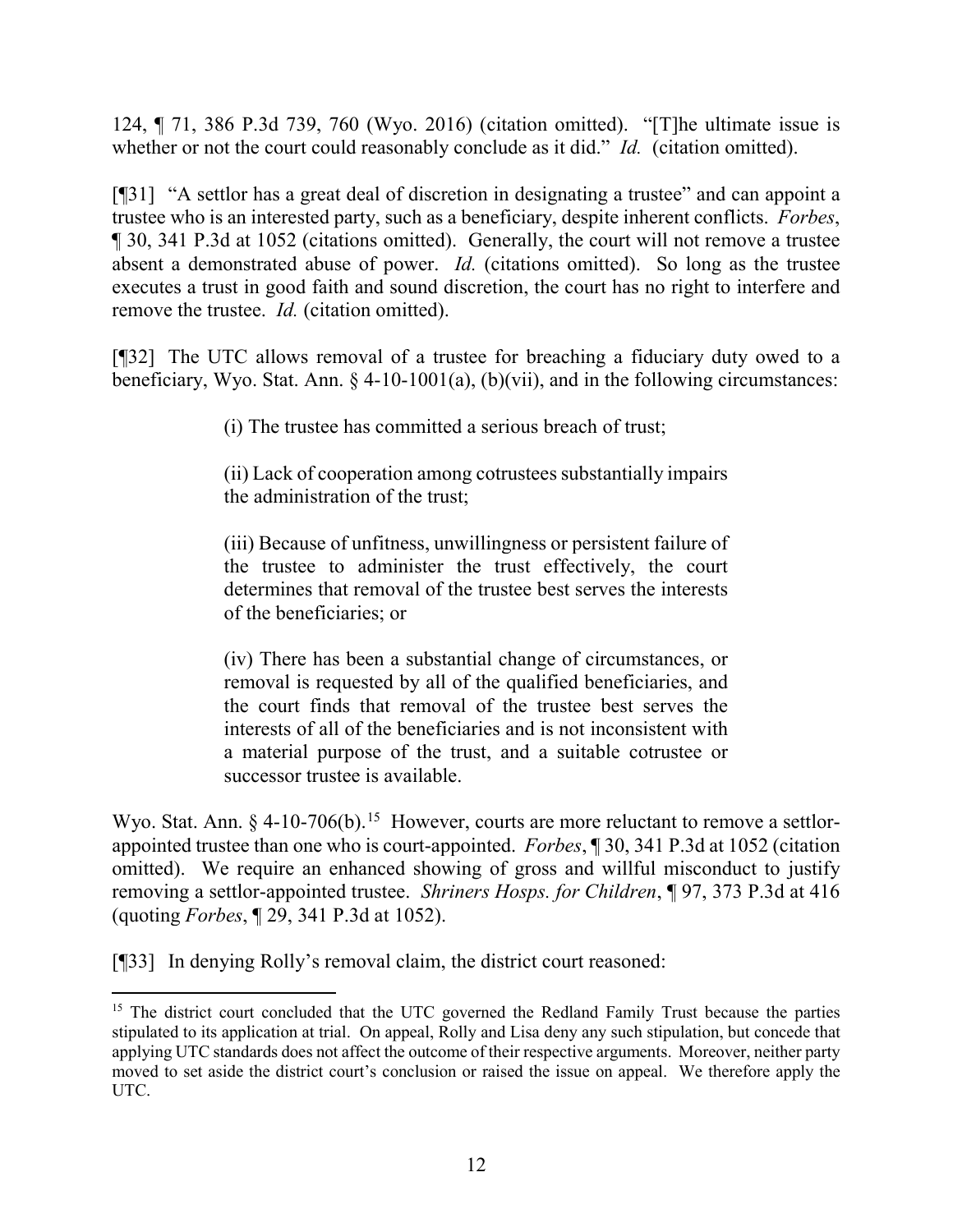124, ¶ 71, 386 P.3d 739, 760 (Wyo. 2016) (citation omitted). "[T]he ultimate issue is whether or not the court could reasonably conclude as it did." *Id.* (citation omitted).

[¶31] "A settlor has a great deal of discretion in designating a trustee" and can appoint a trustee who is an interested party, such as a beneficiary, despite inherent conflicts. *Forbes*, ¶ 30, 341 P.3d at 1052 (citations omitted). Generally, the court will not remove a trustee absent a demonstrated abuse of power. *Id.* (citations omitted). So long as the trustee executes a trust in good faith and sound discretion, the court has no right to interfere and remove the trustee. *Id.* (citation omitted).

[¶32] The UTC allows removal of a trustee for breaching a fiduciary duty owed to a beneficiary, Wyo. Stat. Ann. § 4-10-1001(a), (b)(vii), and in the following circumstances:

> (i) The trustee has committed a serious breach of trust;
>
> (ii) Lack of cooperation among cotrustees substantially impairs the administration of the trust;
>
> (iii) Because of unfitness, unwillingness or persistent failure of the trustee to administer the trust effectively, the court determines that removal of the trustee best serves the interests of the beneficiaries; or
>
> (iv) There has been a substantial change of circumstances, or removal is requested by all of the qualified beneficiaries, and the court finds that removal of the trustee best serves the interests of all of the beneficiaries and is not inconsistent with a material purpose of the trust, and a suitable cotrustee or successor trustee is available.

Wyo. Stat. Ann. § 4-10-706(b).[15] However, courts are more reluctant to remove a settlor-appointed trustee than one who is court-appointed. *Forbes*, ¶ 30, 341 P.3d at 1052 (citation omitted). We require an enhanced showing of gross and willful misconduct to justify removing a settlor-appointed trustee. *Shriners Hosps. for Children*, ¶ 97, 373 P.3d at 416 (quoting *Forbes*, ¶ 29, 341 P.3d at 1052).

[¶33] In denying Rolly's removal claim, the district court reasoned:

---

[15] The district court concluded that the UTC governed the Redland Family Trust because the parties stipulated to its application at trial. On appeal, Rolly and Lisa deny any such stipulation, but concede that applying UTC standards does not affect the outcome of their respective arguments. Moreover, neither party moved to set aside the district court's conclusion or raised the issue on appeal. We therefore apply the UTC.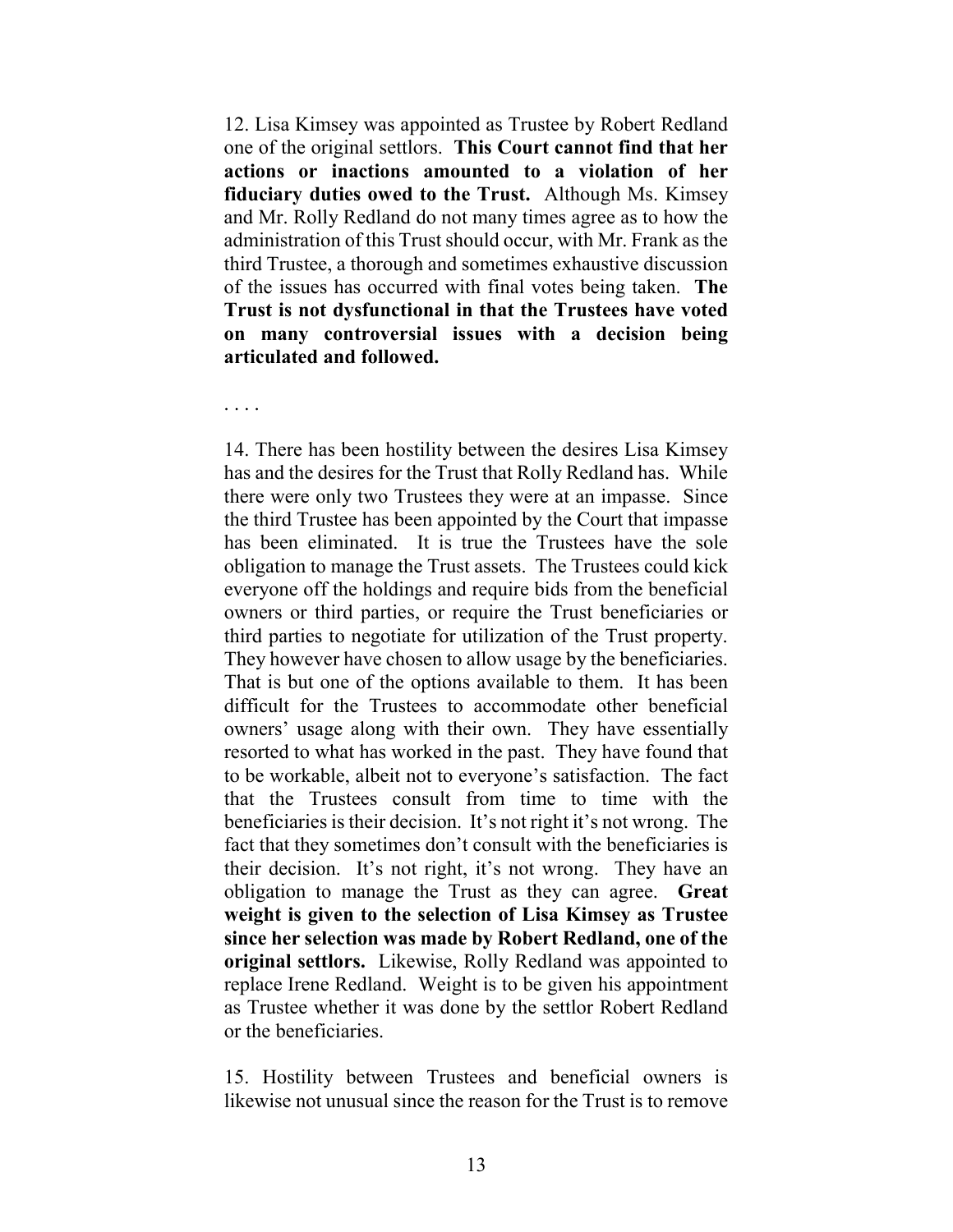12. Lisa Kimsey was appointed as Trustee by Robert Redland one of the original settlors. **This Court cannot find that her actions or inactions amounted to a violation of her fiduciary duties owed to the Trust.** Although Ms. Kimsey and Mr. Rolly Redland do not many times agree as to how the administration of this Trust should occur, with Mr. Frank as the third Trustee, a thorough and sometimes exhaustive discussion of the issues has occurred with final votes being taken. **The Trust is not dysfunctional in that the Trustees have voted on many controversial issues with a decision being articulated and followed.**

. . . .

14. There has been hostility between the desires Lisa Kimsey has and the desires for the Trust that Rolly Redland has. While there were only two Trustees they were at an impasse. Since the third Trustee has been appointed by the Court that impasse has been eliminated. It is true the Trustees have the sole obligation to manage the Trust assets. The Trustees could kick everyone off the holdings and require bids from the beneficial owners or third parties, or require the Trust beneficiaries or third parties to negotiate for utilization of the Trust property. They however have chosen to allow usage by the beneficiaries. That is but one of the options available to them. It has been difficult for the Trustees to accommodate other beneficial owners' usage along with their own. They have essentially resorted to what has worked in the past. They have found that to be workable, albeit not to everyone's satisfaction. The fact that the Trustees consult from time to time with the beneficiaries is their decision. It's not right it's not wrong. The fact that they sometimes don't consult with the beneficiaries is their decision. It's not right, it's not wrong. They have an obligation to manage the Trust as they can agree. **Great weight is given to the selection of Lisa Kimsey as Trustee since her selection was made by Robert Redland, one of the original settlors.** Likewise, Rolly Redland was appointed to replace Irene Redland. Weight is to be given his appointment as Trustee whether it was done by the settlor Robert Redland or the beneficiaries.

15. Hostility between Trustees and beneficial owners is likewise not unusual since the reason for the Trust is to remove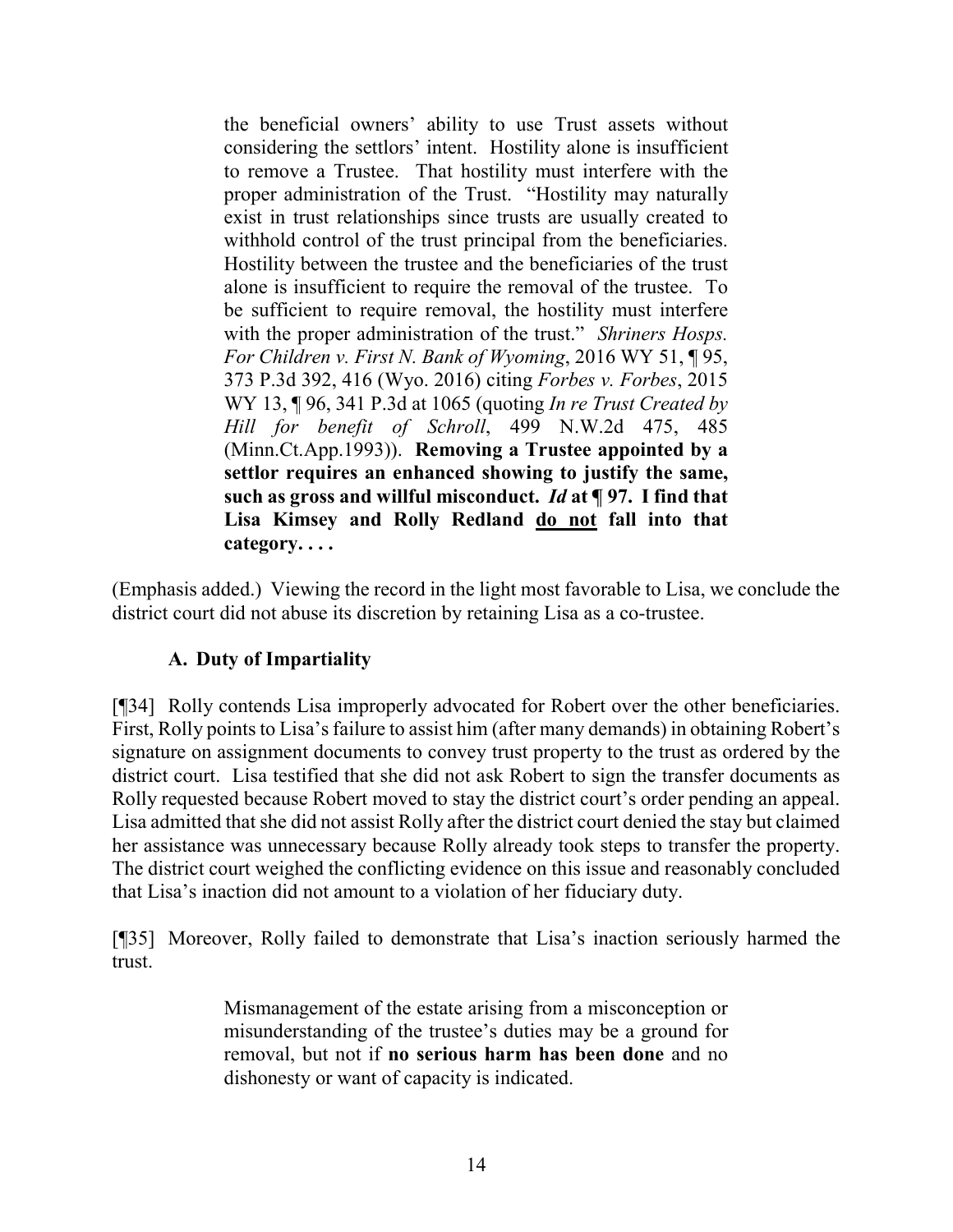> the beneficial owners' ability to use Trust assets without considering the settlors' intent. Hostility alone is insufficient to remove a Trustee. That hostility must interfere with the proper administration of the Trust. "Hostility may naturally exist in trust relationships since trusts are usually created to withhold control of the trust principal from the beneficiaries. Hostility between the trustee and the beneficiaries of the trust alone is insufficient to require the removal of the trustee. To be sufficient to require removal, the hostility must interfere with the proper administration of the trust." *Shriners Hosps. For Children v. First N. Bank of Wyoming*, 2016 WY 51, ¶ 95, 373 P.3d 392, 416 (Wyo. 2016) citing *Forbes v. Forbes*, 2015 WY 13, ¶ 96, 341 P.3d at 1065 (quoting *In re Trust Created by Hill for benefit of Schroll*, 499 N.W.2d 475, 485 (Minn.Ct.App.1993)). **Removing a Trustee appointed by a settlor requires an enhanced showing to justify the same, such as gross and willful misconduct.** ***Id*** **at ¶ 97. I find that Lisa Kimsey and Rolly Redland <u>do not</u> fall into that category. . . .**

(Emphasis added.) Viewing the record in the light most favorable to Lisa, we conclude the district court did not abuse its discretion by retaining Lisa as a co-trustee.

### A. Duty of Impartiality

[¶34] Rolly contends Lisa improperly advocated for Robert over the other beneficiaries. First, Rolly points to Lisa's failure to assist him (after many demands) in obtaining Robert's signature on assignment documents to convey trust property to the trust as ordered by the district court. Lisa testified that she did not ask Robert to sign the transfer documents as Rolly requested because Robert moved to stay the district court's order pending an appeal. Lisa admitted that she did not assist Rolly after the district court denied the stay but claimed her assistance was unnecessary because Rolly already took steps to transfer the property. The district court weighed the conflicting evidence on this issue and reasonably concluded that Lisa's inaction did not amount to a violation of her fiduciary duty.

[¶35] Moreover, Rolly failed to demonstrate that Lisa's inaction seriously harmed the trust.

> Mismanagement of the estate arising from a misconception or misunderstanding of the trustee's duties may be a ground for removal, but not if **no serious harm has been done** and no dishonesty or want of capacity is indicated.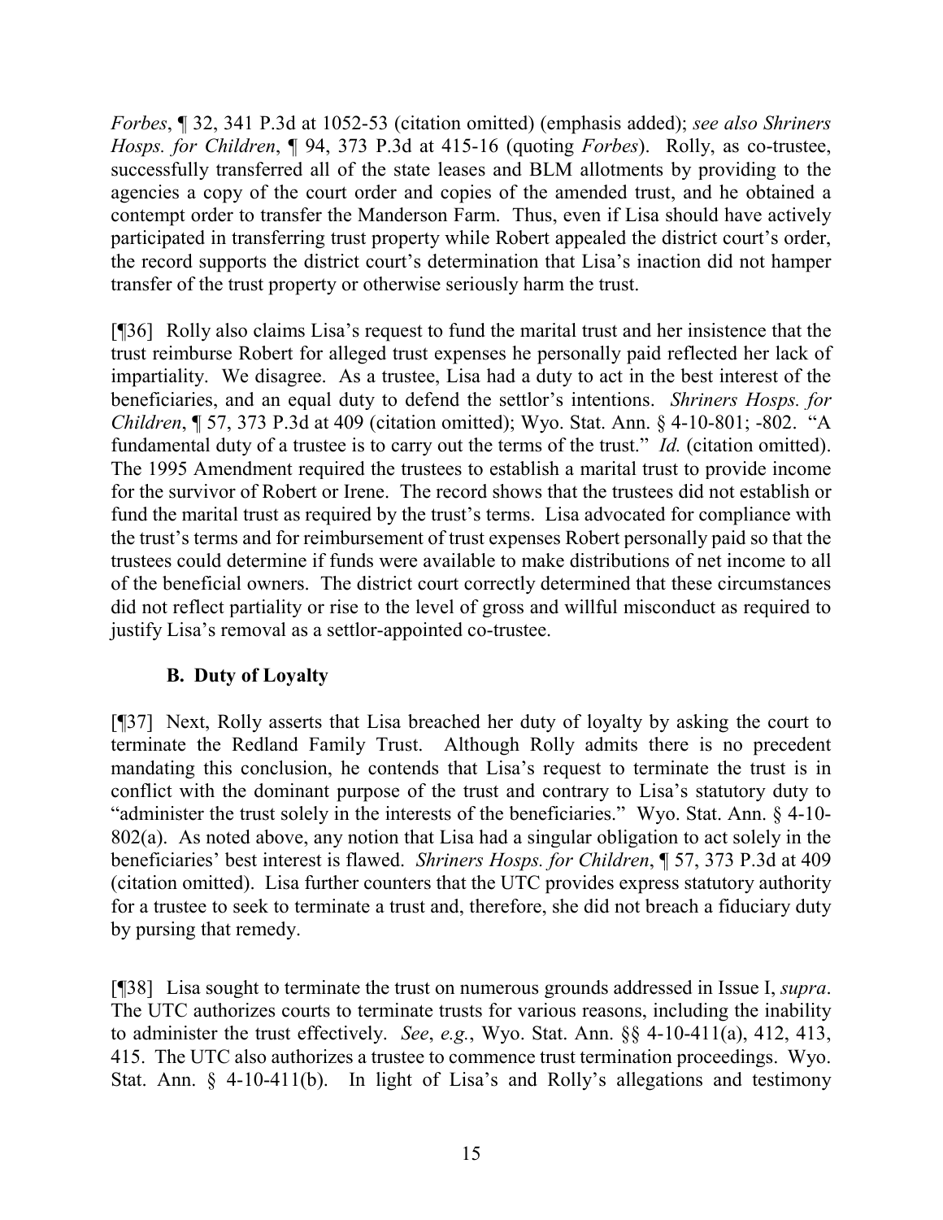*Forbes*, ¶ 32, 341 P.3d at 1052-53 (citation omitted) (emphasis added); *see also Shriners Hosps. for Children*, ¶ 94, 373 P.3d at 415-16 (quoting *Forbes*). Rolly, as co-trustee, successfully transferred all of the state leases and BLM allotments by providing to the agencies a copy of the court order and copies of the amended trust, and he obtained a contempt order to transfer the Manderson Farm. Thus, even if Lisa should have actively participated in transferring trust property while Robert appealed the district court's order, the record supports the district court's determination that Lisa's inaction did not hamper transfer of the trust property or otherwise seriously harm the trust.

[¶36] Rolly also claims Lisa's request to fund the marital trust and her insistence that the trust reimburse Robert for alleged trust expenses he personally paid reflected her lack of impartiality. We disagree. As a trustee, Lisa had a duty to act in the best interest of the beneficiaries, and an equal duty to defend the settlor's intentions. *Shriners Hosps. for Children*, ¶ 57, 373 P.3d at 409 (citation omitted); Wyo. Stat. Ann. § 4-10-801; -802. "A fundamental duty of a trustee is to carry out the terms of the trust." *Id.* (citation omitted). The 1995 Amendment required the trustees to establish a marital trust to provide income for the survivor of Robert or Irene. The record shows that the trustees did not establish or fund the marital trust as required by the trust's terms. Lisa advocated for compliance with the trust's terms and for reimbursement of trust expenses Robert personally paid so that the trustees could determine if funds were available to make distributions of net income to all of the beneficial owners. The district court correctly determined that these circumstances did not reflect partiality or rise to the level of gross and willful misconduct as required to justify Lisa's removal as a settlor-appointed co-trustee.

### B. Duty of Loyalty

[¶37] Next, Rolly asserts that Lisa breached her duty of loyalty by asking the court to terminate the Redland Family Trust. Although Rolly admits there is no precedent mandating this conclusion, he contends that Lisa's request to terminate the trust is in conflict with the dominant purpose of the trust and contrary to Lisa's statutory duty to "administer the trust solely in the interests of the beneficiaries." Wyo. Stat. Ann. § 4-10-802(a). As noted above, any notion that Lisa had a singular obligation to act solely in the beneficiaries' best interest is flawed. *Shriners Hosps. for Children*, ¶ 57, 373 P.3d at 409 (citation omitted). Lisa further counters that the UTC provides express statutory authority for a trustee to seek to terminate a trust and, therefore, she did not breach a fiduciary duty by pursing that remedy.

[¶38] Lisa sought to terminate the trust on numerous grounds addressed in Issue I, *supra*. The UTC authorizes courts to terminate trusts for various reasons, including the inability to administer the trust effectively. *See*, *e.g.*, Wyo. Stat. Ann. §§ 4-10-411(a), 412, 413, 415. The UTC also authorizes a trustee to commence trust termination proceedings. Wyo. Stat. Ann. § 4-10-411(b). In light of Lisa's and Rolly's allegations and testimony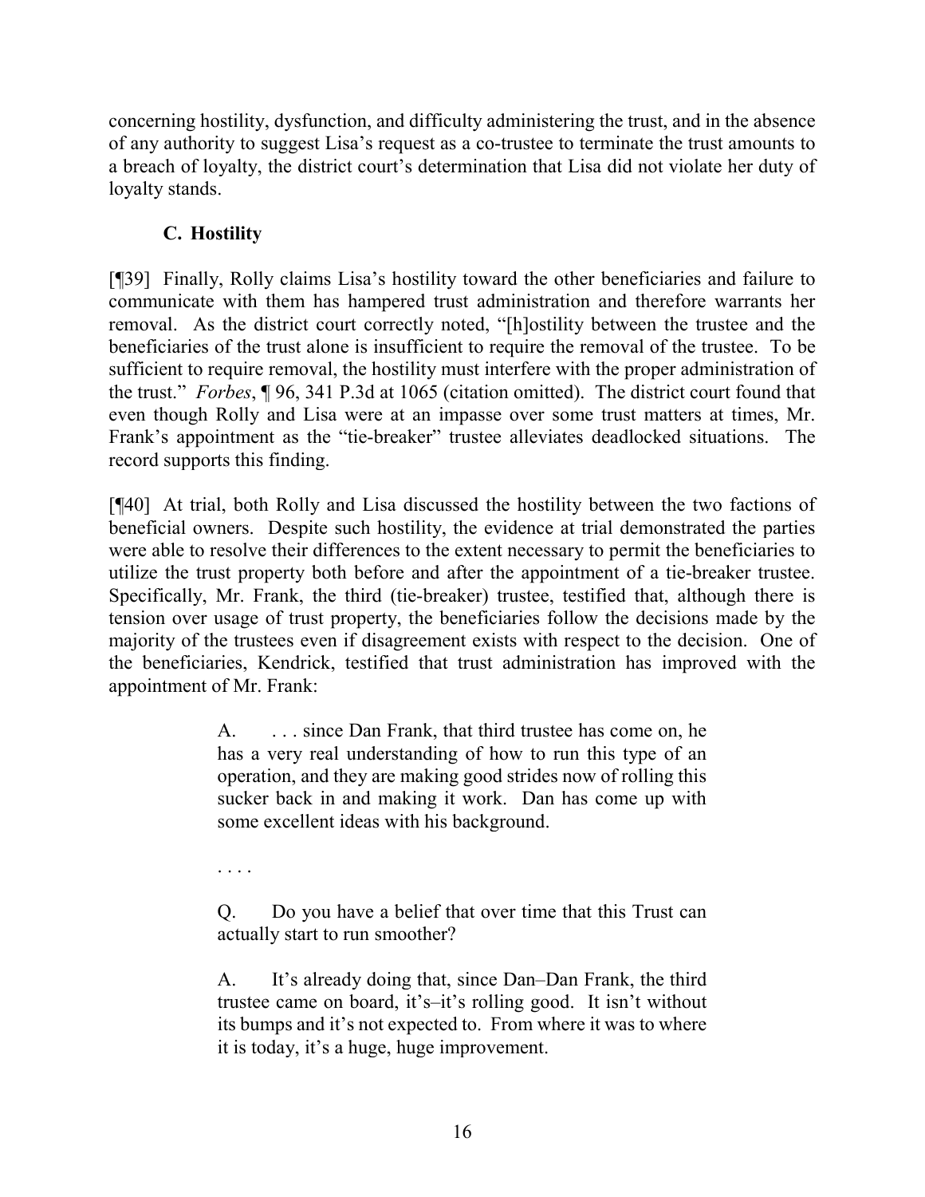concerning hostility, dysfunction, and difficulty administering the trust, and in the absence of any authority to suggest Lisa's request as a co-trustee to terminate the trust amounts to a breach of loyalty, the district court's determination that Lisa did not violate her duty of loyalty stands.

### C. Hostility

[¶39] Finally, Rolly claims Lisa's hostility toward the other beneficiaries and failure to communicate with them has hampered trust administration and therefore warrants her removal. As the district court correctly noted, "[h]ostility between the trustee and the beneficiaries of the trust alone is insufficient to require the removal of the trustee. To be sufficient to require removal, the hostility must interfere with the proper administration of the trust." *Forbes*, ¶ 96, 341 P.3d at 1065 (citation omitted). The district court found that even though Rolly and Lisa were at an impasse over some trust matters at times, Mr. Frank's appointment as the "tie-breaker" trustee alleviates deadlocked situations. The record supports this finding.

[¶40] At trial, both Rolly and Lisa discussed the hostility between the two factions of beneficial owners. Despite such hostility, the evidence at trial demonstrated the parties were able to resolve their differences to the extent necessary to permit the beneficiaries to utilize the trust property both before and after the appointment of a tie-breaker trustee. Specifically, Mr. Frank, the third (tie-breaker) trustee, testified that, although there is tension over usage of trust property, the beneficiaries follow the decisions made by the majority of the trustees even if disagreement exists with respect to the decision. One of the beneficiaries, Kendrick, testified that trust administration has improved with the appointment of Mr. Frank:

> A. . . . since Dan Frank, that third trustee has come on, he has a very real understanding of how to run this type of an operation, and they are making good strides now of rolling this sucker back in and making it work. Dan has come up with some excellent ideas with his background.
>
> . . . .
>
> Q. Do you have a belief that over time that this Trust can actually start to run smoother?
>
> A. It's already doing that, since Dan–Dan Frank, the third trustee came on board, it's–it's rolling good. It isn't without its bumps and it's not expected to. From where it was to where it is today, it's a huge, huge improvement.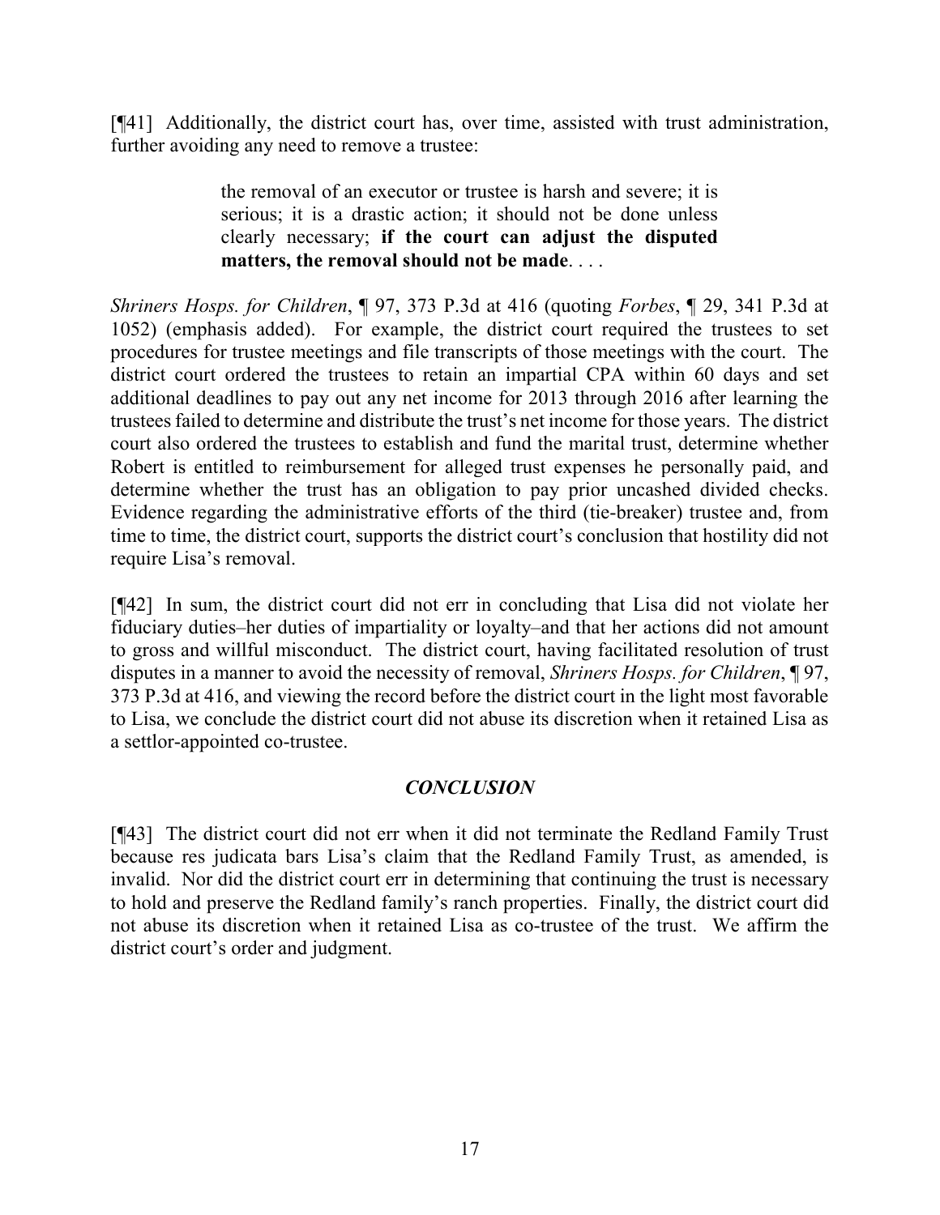[¶41] Additionally, the district court has, over time, assisted with trust administration, further avoiding any need to remove a trustee:

> the removal of an executor or trustee is harsh and severe; it is serious; it is a drastic action; it should not be done unless clearly necessary; **if the court can adjust the disputed matters, the removal should not be made**. . . .

*Shriners Hosps. for Children*, ¶ 97, 373 P.3d at 416 (quoting *Forbes*, ¶ 29, 341 P.3d at 1052) (emphasis added). For example, the district court required the trustees to set procedures for trustee meetings and file transcripts of those meetings with the court. The district court ordered the trustees to retain an impartial CPA within 60 days and set additional deadlines to pay out any net income for 2013 through 2016 after learning the trustees failed to determine and distribute the trust's net income for those years. The district court also ordered the trustees to establish and fund the marital trust, determine whether Robert is entitled to reimbursement for alleged trust expenses he personally paid, and determine whether the trust has an obligation to pay prior uncashed divided checks. Evidence regarding the administrative efforts of the third (tie-breaker) trustee and, from time to time, the district court, supports the district court's conclusion that hostility did not require Lisa's removal.

[¶42] In sum, the district court did not err in concluding that Lisa did not violate her fiduciary duties–her duties of impartiality or loyalty–and that her actions did not amount to gross and willful misconduct. The district court, having facilitated resolution of trust disputes in a manner to avoid the necessity of removal, *Shriners Hosps. for Children*, ¶ 97, 373 P.3d at 416, and viewing the record before the district court in the light most favorable to Lisa, we conclude the district court did not abuse its discretion when it retained Lisa as a settlor-appointed co-trustee.

## *CONCLUSION*

[¶43] The district court did not err when it did not terminate the Redland Family Trust because res judicata bars Lisa's claim that the Redland Family Trust, as amended, is invalid. Nor did the district court err in determining that continuing the trust is necessary to hold and preserve the Redland family's ranch properties. Finally, the district court did not abuse its discretion when it retained Lisa as co-trustee of the trust. We affirm the district court's order and judgment.